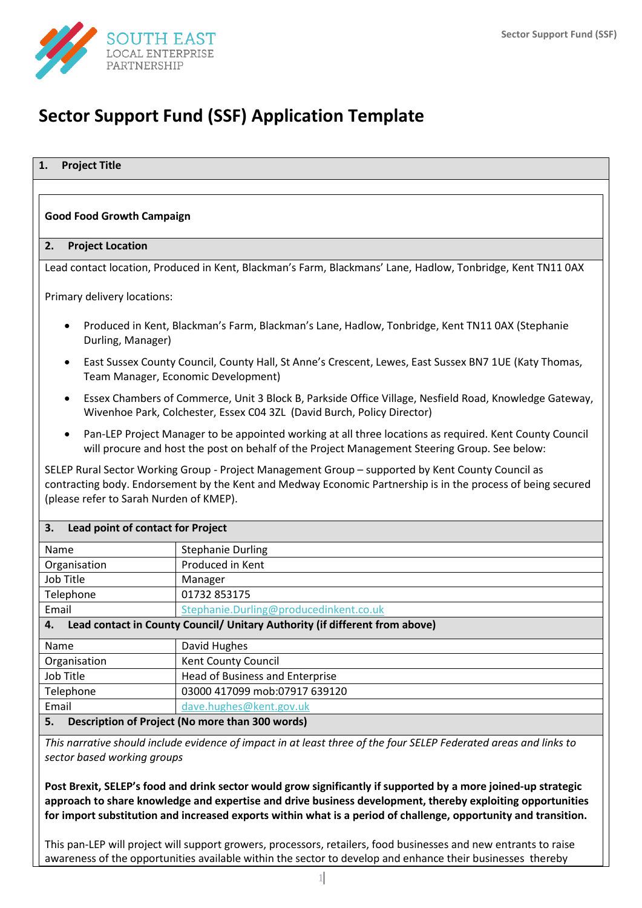# Sector Support Fund (SSF) Application Template

## 1. Project Title

**Good Food Growth Campaign**

## 2. Project Location

Lead contact location, Produced in Kent, Blackman's Farm, Blackmans' Lane, Hadlow, Tonbridge, Kent TN11 0AX

Primary delivery locations:

- Produced in Kent, Blackman's Farm, Blackman's Lane, Hadlow, Tonbridge, Kent TN11 0AX (Stephanie Durling, Manager)
- East Sussex County Council, County Hall, St Anne's Crescent, Lewes, East Sussex BN7 1UE (Katy Thomas, Team Manager, Economic Development)
- Essex Chambers of Commerce, Unit 3 Block B, Parkside Office Village, Nesfield Road, Knowledge Gateway, Wivenhoe Park, Colchester, Essex C04 3ZL (David Burch, Policy Director)
- Pan-LEP Project Manager to be appointed working at all three locations as required. Kent County Council will procure and host the post on behalf of the Project Management Steering Group. See below:

SELEP Rural Sector Working Group - Project Management Group – supported by Kent County Council as contracting body. Endorsement by the Kent and Medway Economic Partnership is in the process of being secured (please refer to Sarah Nurden of KMEP).

## 3. Lead point of contact for Project

| | |
|---|---|
| Name | Stephanie Durling |
| Organisation | Produced in Kent |
| Job Title | Manager |
| Telephone | 01732 853175 |
| Email | Stephanie.Durling@producedinkent.co.uk |

## 4. Lead contact in County Council/ Unitary Authority (if different from above)

| | |
|---|---|
| Name | David Hughes |
| Organisation | Kent County Council |
| Job Title | Head of Business and Enterprise |
| Telephone | 03000 417099 mob:07917 639120 |
| Email | dave.hughes@kent.gov.uk |

## 5. Description of Project (No more than 300 words)

*This narrative should include evidence of impact in at least three of the four SELEP Federated areas and links to sector based working groups*

**Post Brexit, SELEP's food and drink sector would grow significantly if supported by a more joined-up strategic approach to share knowledge and expertise and drive business development, thereby exploiting opportunities for import substitution and increased exports within what is a period of challenge, opportunity and transition.**

This pan-LEP will project will support growers, processors, retailers, food businesses and new entrants to raise awareness of the opportunities available within the sector to develop and enhance their businesses thereby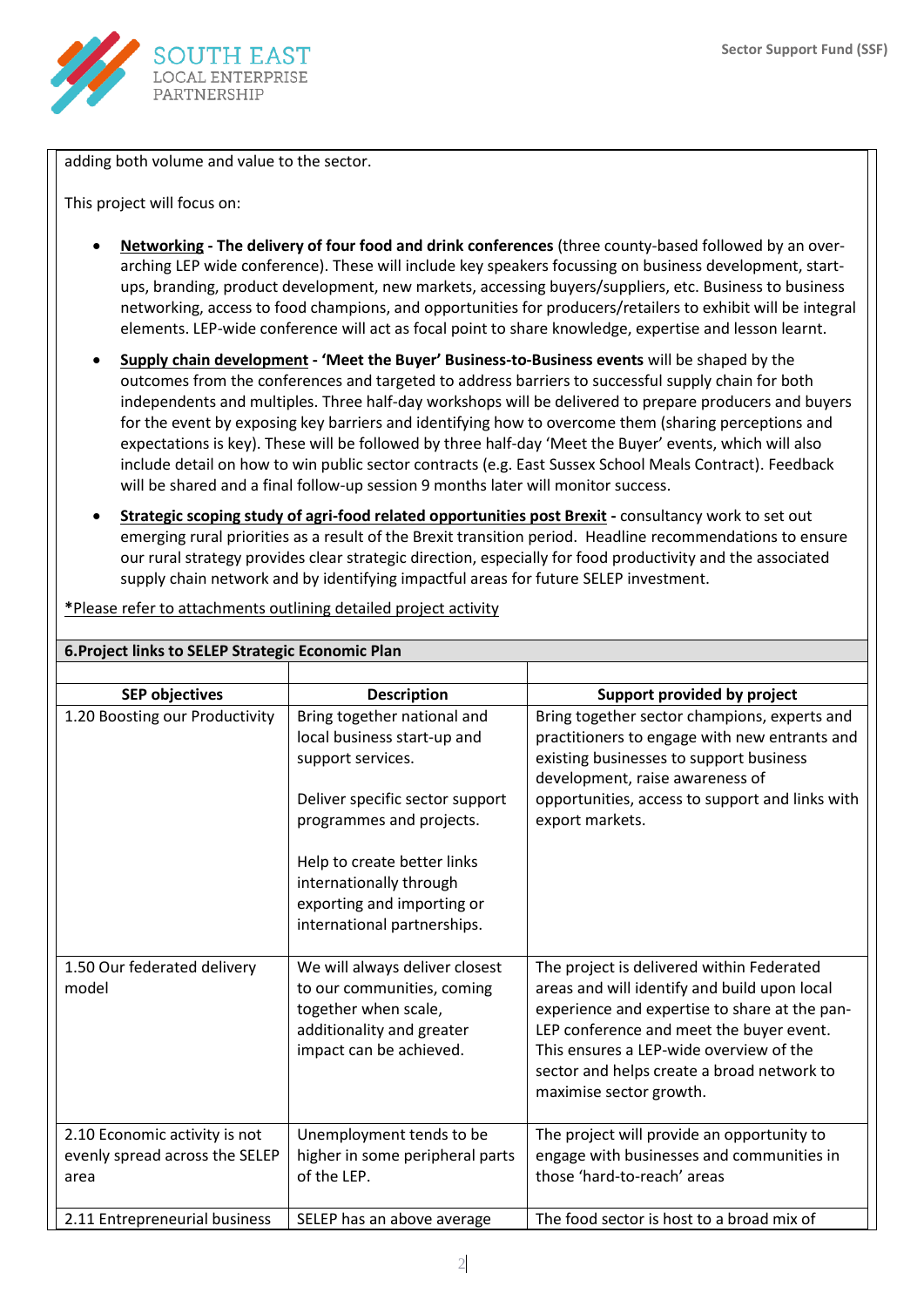adding both volume and value to the sector.

This project will focus on:

- **<u>Networking</u> - The delivery of four food and drink conferences** (three county-based followed by an over-arching LEP wide conference). These will include key speakers focussing on business development, start-ups, branding, product development, new markets, accessing buyers/suppliers, etc. Business to business networking, access to food champions, and opportunities for producers/retailers to exhibit will be integral elements. LEP-wide conference will act as focal point to share knowledge, expertise and lesson learnt.
- **<u>Supply chain development</u> - 'Meet the Buyer' Business-to-Business events** will be shaped by the outcomes from the conferences and targeted to address barriers to successful supply chain for both independents and multiples. Three half-day workshops will be delivered to prepare producers and buyers for the event by exposing key barriers and identifying how to overcome them (sharing perceptions and expectations is key). These will be followed by three half-day 'Meet the Buyer' events, which will also include detail on how to win public sector contracts (e.g. East Sussex School Meals Contract). Feedback will be shared and a final follow-up session 9 months later will monitor success.
- **<u>Strategic scoping study of agri-food related opportunities post Brexit</u> -** consultancy work to set out emerging rural priorities as a result of the Brexit transition period. Headline recommendations to ensure our rural strategy provides clear strategic direction, especially for food productivity and the associated supply chain network and by identifying impactful areas for future SELEP investment.

<u>***Please refer to attachments outlining detailed project activity**</u>

**6.Project links to SELEP Strategic Economic Plan**

| SEP objectives | Description | Support provided by project |
|---|---|---|
| 1.20 Boosting our Productivity | Bring together national and local business start-up and support services.<br><br>Deliver specific sector support programmes and projects.<br><br>Help to create better links internationally through exporting and importing or international partnerships. | Bring together sector champions, experts and practitioners to engage with new entrants and existing businesses to support business development, raise awareness of opportunities, access to support and links with export markets. |
| 1.50 Our federated delivery model | We will always deliver closest to our communities, coming together when scale, additionality and greater impact can be achieved. | The project is delivered within Federated areas and will identify and build upon local experience and expertise to share at the pan-LEP conference and meet the buyer event. This ensures a LEP-wide overview of the sector and helps create a broad network to maximise sector growth. |
| 2.10 Economic activity is not evenly spread across the SELEP area | Unemployment tends to be higher in some peripheral parts of the LEP. | The project will provide an opportunity to engage with businesses and communities in those 'hard-to-reach' areas |
| 2.11 Entrepreneurial business | SELEP has an above average | The food sector is host to a broad mix of |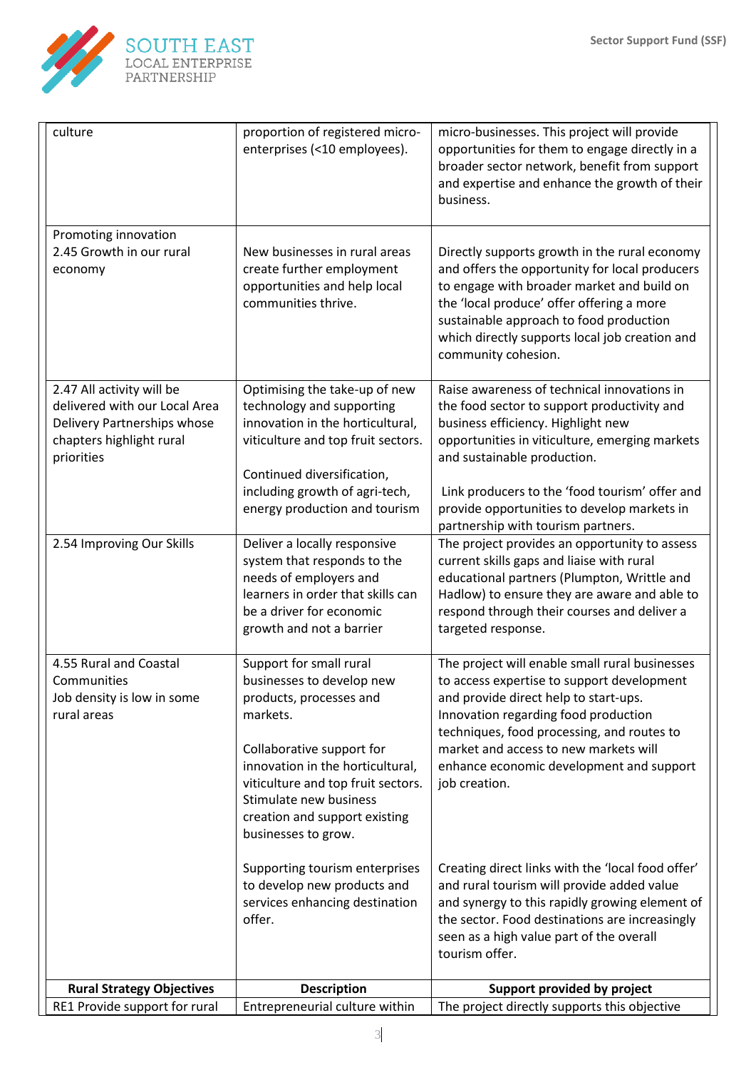| | | |
|---|---|---|
| culture | proportion of registered micro-enterprises (<10 employees). | micro-businesses. This project will provide opportunities for them to engage directly in a broader sector network, benefit from support and expertise and enhance the growth of their business. |
| Promoting innovation<br>2.45 Growth in our rural economy | New businesses in rural areas create further employment opportunities and help local communities thrive. | Directly supports growth in the rural economy and offers the opportunity for local producers to engage with broader market and build on the 'local produce' offer offering a more sustainable approach to food production which directly supports local job creation and community cohesion. |
| 2.47 All activity will be delivered with our Local Area Delivery Partnerships whose chapters highlight rural priorities | Optimising the take-up of new technology and supporting innovation in the horticultural, viticulture and top fruit sectors.<br><br>Continued diversification, including growth of agri-tech, energy production and tourism | Raise awareness of technical innovations in the food sector to support productivity and business efficiency. Highlight new opportunities in viticulture, emerging markets and sustainable production.<br><br>Link producers to the 'food tourism' offer and provide opportunities to develop markets in partnership with tourism partners. |
| 2.54 Improving Our Skills | Deliver a locally responsive system that responds to the needs of employers and learners in order that skills can be a driver for economic growth and not a barrier | The project provides an opportunity to assess current skills gaps and liaise with rural educational partners (Plumpton, Writtle and Hadlow) to ensure they are aware and able to respond through their courses and deliver a targeted response. |
| 4.55 Rural and Coastal Communities<br>Job density is low in some rural areas | Support for small rural businesses to develop new products, processes and markets.<br><br>Collaborative support for innovation in the horticultural, viticulture and top fruit sectors. Stimulate new business creation and support existing businesses to grow.<br><br>Supporting tourism enterprises to develop new products and services enhancing destination offer. | The project will enable small rural businesses to access expertise to support development and provide direct help to start-ups. Innovation regarding food production techniques, food processing, and routes to market and access to new markets will enhance economic development and support job creation.<br><br>Creating direct links with the 'local food offer' and rural tourism will provide added value and synergy to this rapidly growing element of the sector. Food destinations are increasingly seen as a high value part of the overall tourism offer. |
| **Rural Strategy Objectives** | **Description** | **Support provided by project** |
| RE1 Provide support for rural | Entrepreneurial culture within | The project directly supports this objective |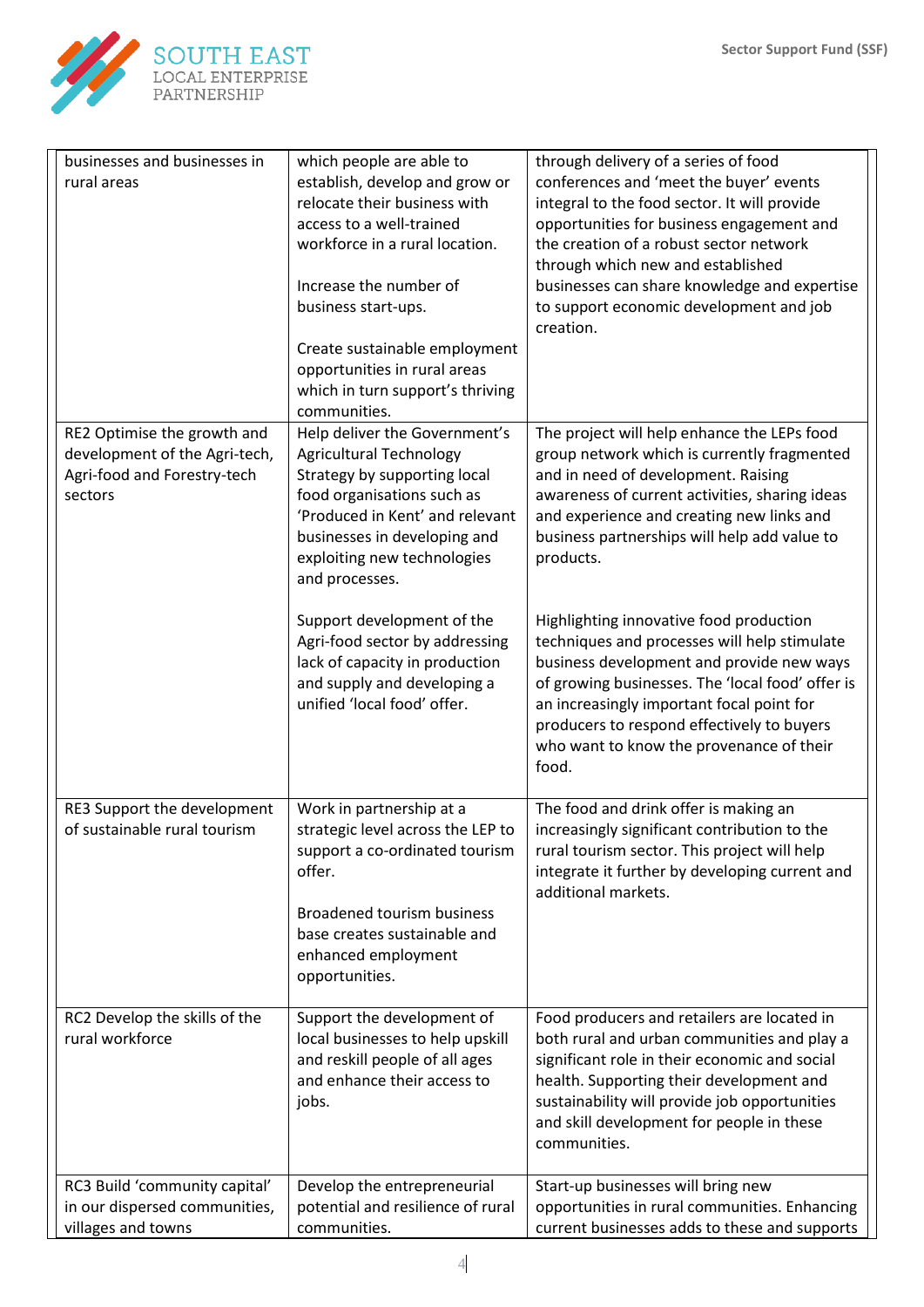| | | |
|---|---|---|
| businesses and businesses in rural areas | which people are able to establish, develop and grow or relocate their business with access to a well-trained workforce in a rural location.<br><br>Increase the number of business start-ups.<br><br>Create sustainable employment opportunities in rural areas which in turn support's thriving communities. | through delivery of a series of food conferences and 'meet the buyer' events integral to the food sector. It will provide opportunities for business engagement and the creation of a robust sector network through which new and established businesses can share knowledge and expertise to support economic development and job creation. |
| RE2 Optimise the growth and development of the Agri-tech, Agri-food and Forestry-tech sectors | Help deliver the Government's Agricultural Technology Strategy by supporting local food organisations such as 'Produced in Kent' and relevant businesses in developing and exploiting new technologies and processes.<br><br>Support development of the Agri-food sector by addressing lack of capacity in production and supply and developing a unified 'local food' offer. | The project will help enhance the LEPs food group network which is currently fragmented and in need of development. Raising awareness of current activities, sharing ideas and experience and creating new links and business partnerships will help add value to products.<br><br>Highlighting innovative food production techniques and processes will help stimulate business development and provide new ways of growing businesses. The 'local food' offer is an increasingly important focal point for producers to respond effectively to buyers who want to know the provenance of their food. |
| RE3 Support the development of sustainable rural tourism | Work in partnership at a strategic level across the LEP to support a co-ordinated tourism offer.<br><br>Broadened tourism business base creates sustainable and enhanced employment opportunities. | The food and drink offer is making an increasingly significant contribution to the rural tourism sector. This project will help integrate it further by developing current and additional markets. |
| RC2 Develop the skills of the rural workforce | Support the development of local businesses to help upskill and reskill people of all ages and enhance their access to jobs. | Food producers and retailers are located in both rural and urban communities and play a significant role in their economic and social health. Supporting their development and sustainability will provide job opportunities and skill development for people in these communities. |
| RC3 Build 'community capital' in our dispersed communities, villages and towns | Develop the entrepreneurial potential and resilience of rural communities. | Start-up businesses will bring new opportunities in rural communities. Enhancing current businesses adds to these and supports |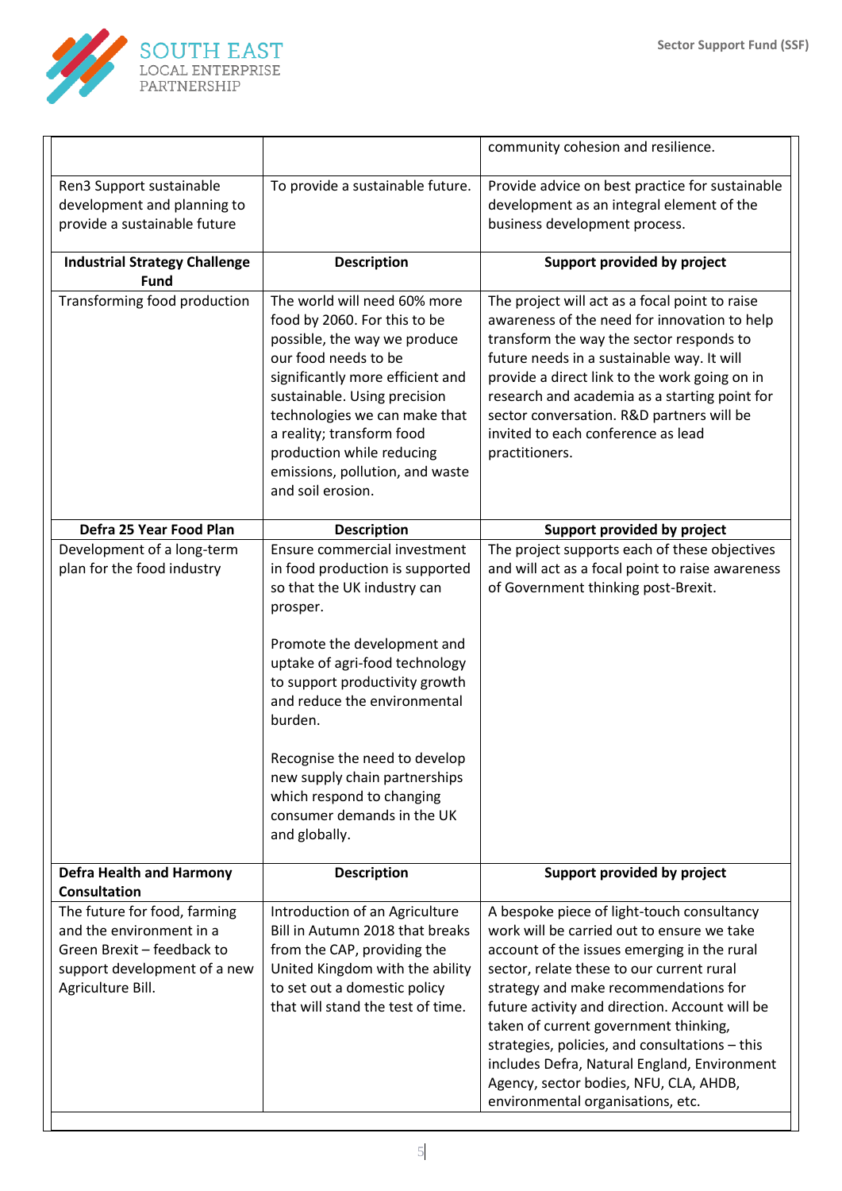| | | |
|---|---|---|
| | | community cohesion and resilience. |
| Ren3 Support sustainable development and planning to provide a sustainable future | To provide a sustainable future. | Provide advice on best practice for sustainable development as an integral element of the business development process. |
| **Industrial Strategy Challenge Fund** | **Description** | **Support provided by project** |
| Transforming food production | The world will need 60% more food by 2060. For this to be possible, the way we produce our food needs to be significantly more efficient and sustainable. Using precision technologies we can make that a reality; transform food production while reducing emissions, pollution, and waste and soil erosion. | The project will act as a focal point to raise awareness of the need for innovation to help transform the way the sector responds to future needs in a sustainable way. It will provide a direct link to the work going on in research and academia as a starting point for sector conversation. R&D partners will be invited to each conference as lead practitioners. |
| **Defra 25 Year Food Plan** | **Description** | **Support provided by project** |
| Development of a long-term plan for the food industry | Ensure commercial investment in food production is supported so that the UK industry can prosper.<br><br>Promote the development and uptake of agri-food technology to support productivity growth and reduce the environmental burden.<br><br>Recognise the need to develop new supply chain partnerships which respond to changing consumer demands in the UK and globally. | The project supports each of these objectives and will act as a focal point to raise awareness of Government thinking post-Brexit. |
| **Defra Health and Harmony Consultation** | **Description** | **Support provided by project** |
| The future for food, farming and the environment in a Green Brexit – feedback to support development of a new Agriculture Bill. | Introduction of an Agriculture Bill in Autumn 2018 that breaks from the CAP, providing the United Kingdom with the ability to set out a domestic policy that will stand the test of time. | A bespoke piece of light-touch consultancy work will be carried out to ensure we take account of the issues emerging in the rural sector, relate these to our current rural strategy and make recommendations for future activity and direction. Account will be taken of current government thinking, strategies, policies, and consultations – this includes Defra, Natural England, Environment Agency, sector bodies, NFU, CLA, AHDB, environmental organisations, etc. |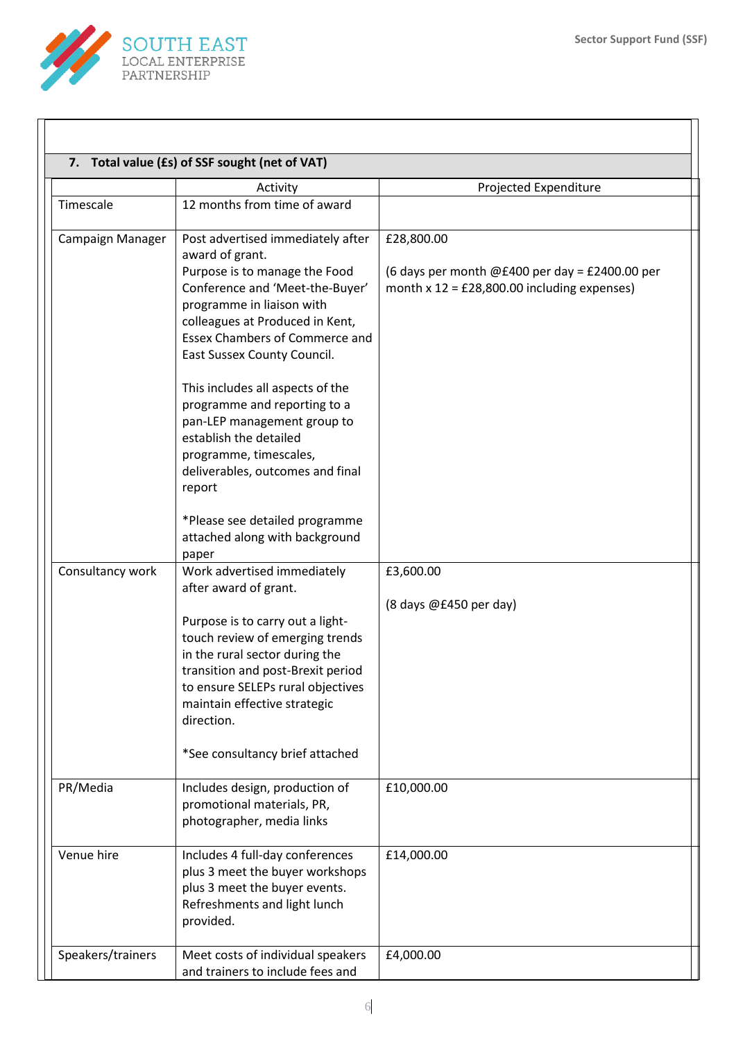## 7. Total value (£s) of SSF sought (net of VAT)

| | Activity | Projected Expenditure |
|---|---|---|
| Timescale | 12 months from time of award | |
| Campaign Manager | Post advertised immediately after award of grant.<br>Purpose is to manage the Food Conference and 'Meet-the-Buyer' programme in liaison with colleagues at Produced in Kent, Essex Chambers of Commerce and East Sussex County Council.<br><br>This includes all aspects of the programme and reporting to a pan-LEP management group to establish the detailed programme, timescales, deliverables, outcomes and final report<br><br>*Please see detailed programme attached along with background paper | £28,800.00<br><br>(6 days per month @£400 per day = £2400.00 per month x 12 = £28,800.00 including expenses) |
| Consultancy work | Work advertised immediately after award of grant.<br><br>Purpose is to carry out a light-touch review of emerging trends in the rural sector during the transition and post-Brexit period to ensure SELEPs rural objectives maintain effective strategic direction.<br><br>*See consultancy brief attached | £3,600.00<br><br>(8 days @£450 per day) |
| PR/Media | Includes design, production of promotional materials, PR, photographer, media links | £10,000.00 |
| Venue hire | Includes 4 full-day conferences plus 3 meet the buyer workshops plus 3 meet the buyer events. Refreshments and light lunch provided. | £14,000.00 |
| Speakers/trainers | Meet costs of individual speakers and trainers to include fees and | £4,000.00 |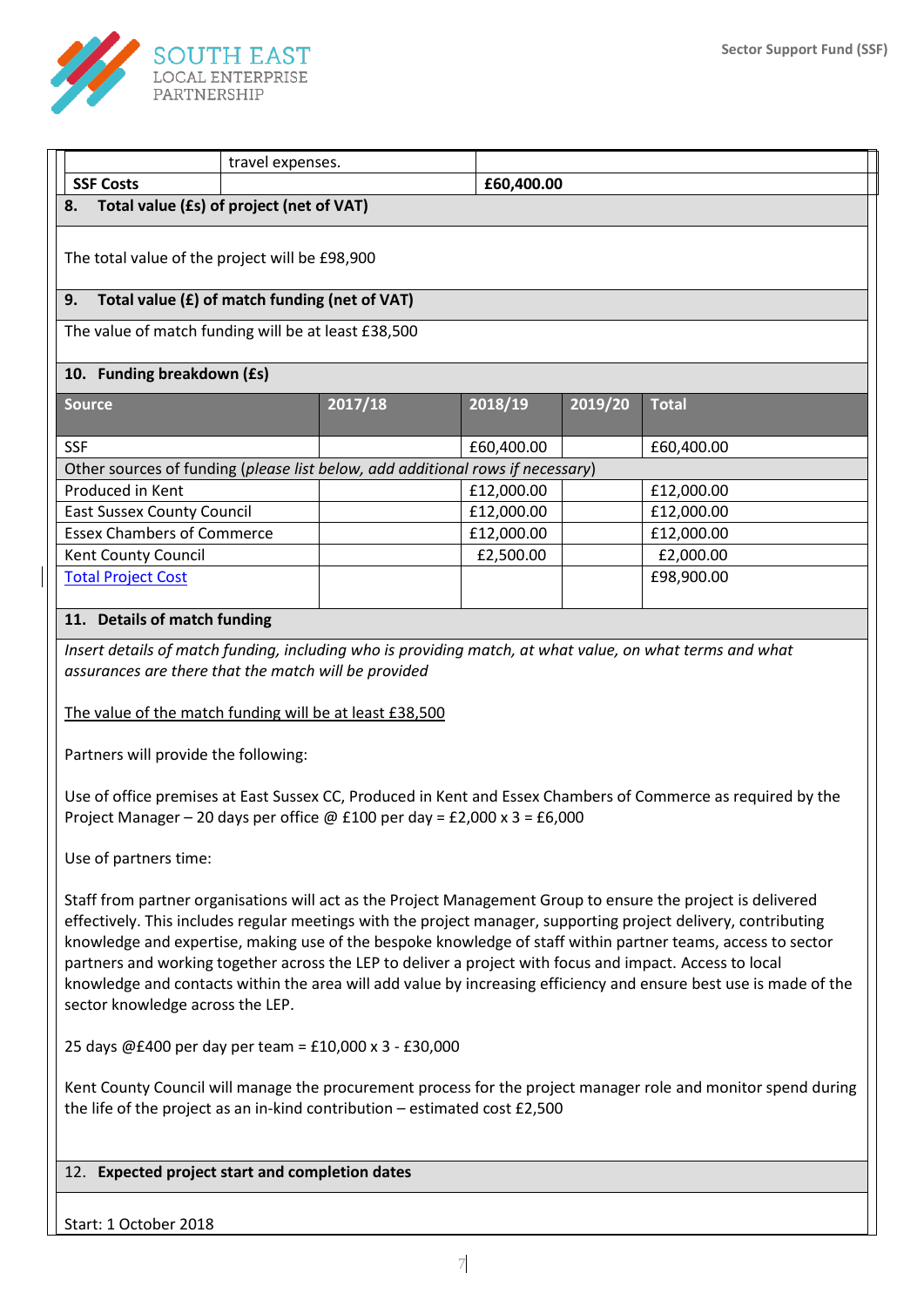| | travel expenses. | |
|---|---|---|
| **SSF Costs** | | **£60,400.00** |

## 8. Total value (£s) of project (net of VAT)

The total value of the project will be £98,900

## 9. Total value (£) of match funding (net of VAT)

The value of match funding will be at least £38,500

## 10. Funding breakdown (£s)

| Source | 2017/18 | 2018/19 | 2019/20 | Total |
|---|---|---|---|---|
| SSF | | £60,400.00 | | £60,400.00 |
| Other sources of funding (*please list below, add additional rows if necessary*) | | | | |
| Produced in Kent | | £12,000.00 | | £12,000.00 |
| East Sussex County Council | | £12,000.00 | | £12,000.00 |
| Essex Chambers of Commerce | | £12,000.00 | | £12,000.00 |
| Kent County Council | | £2,500.00 | | £2,000.00 |
| Total Project Cost | | | | £98,900.00 |

## 11. Details of match funding

*Insert details of match funding, including who is providing match, at what value, on what terms and what assurances are there that the match will be provided*

The value of the match funding will be at least £38,500

Partners will provide the following:

Use of office premises at East Sussex CC, Produced in Kent and Essex Chambers of Commerce as required by the Project Manager – 20 days per office @ £100 per day = £2,000 x 3 = £6,000

Use of partners time:

Staff from partner organisations will act as the Project Management Group to ensure the project is delivered effectively. This includes regular meetings with the project manager, supporting project delivery, contributing knowledge and expertise, making use of the bespoke knowledge of staff within partner teams, access to sector partners and working together across the LEP to deliver a project with focus and impact. Access to local knowledge and contacts within the area will add value by increasing efficiency and ensure best use is made of the sector knowledge across the LEP.

25 days @£400 per day per team = £10,000 x 3 - £30,000

Kent County Council will manage the procurement process for the project manager role and monitor spend during the life of the project as an in-kind contribution – estimated cost £2,500

## 12. Expected project start and completion dates

Start: 1 October 2018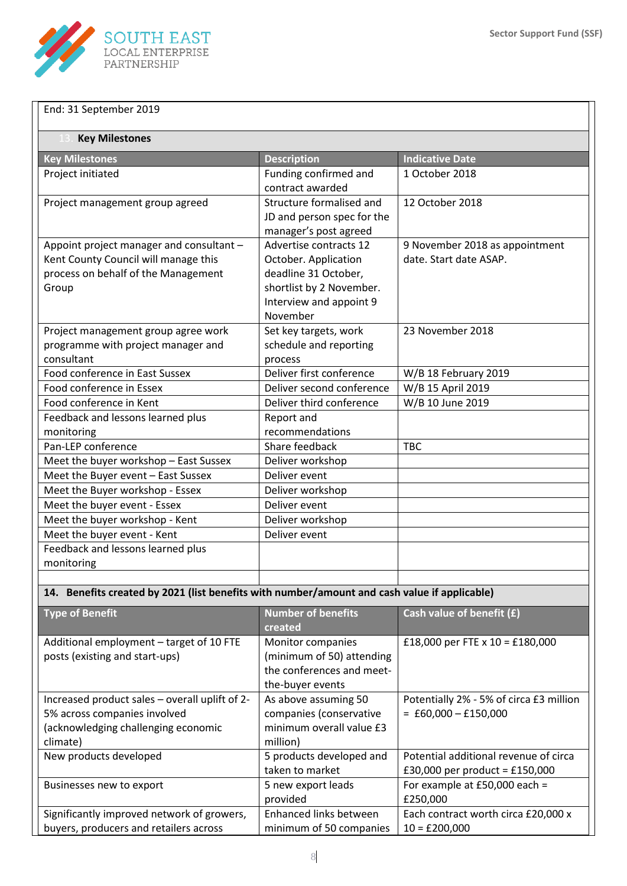End: 31 September 2019

## 13. Key Milestones

| Key Milestones | Description | Indicative Date |
|---|---|---|
| Project initiated | Funding confirmed and contract awarded | 1 October 2018 |
| Project management group agreed | Structure formalised and JD and person spec for the manager's post agreed | 12 October 2018 |
| Appoint project manager and consultant – Kent County Council will manage this process on behalf of the Management Group | Advertise contracts 12 October. Application deadline 31 October, shortlist by 2 November. Interview and appoint 9 November | 9 November 2018 as appointment date. Start date ASAP. |
| Project management group agree work programme with project manager and consultant | Set key targets, work schedule and reporting process | 23 November 2018 |
| Food conference in East Sussex | Deliver first conference | W/B 18 February 2019 |
| Food conference in Essex | Deliver second conference | W/B 15 April 2019 |
| Food conference in Kent | Deliver third conference | W/B 10 June 2019 |
| Feedback and lessons learned plus monitoring | Report and recommendations | |
| Pan-LEP conference | Share feedback | TBC |
| Meet the buyer workshop – East Sussex | Deliver workshop | |
| Meet the Buyer event – East Sussex | Deliver event | |
| Meet the Buyer workshop - Essex | Deliver workshop | |
| Meet the buyer event - Essex | Deliver event | |
| Meet the buyer workshop - Kent | Deliver workshop | |
| Meet the buyer event - Kent | Deliver event | |
| Feedback and lessons learned plus monitoring | | |
| | | |

## 14. Benefits created by 2021 (list benefits with number/amount and cash value if applicable)

| Type of Benefit | Number of benefits created | Cash value of benefit (£) |
|---|---|---|
| Additional employment – target of 10 FTE posts (existing and start-ups) | Monitor companies (minimum of 50) attending the conferences and meet-the-buyer events | £18,000 per FTE x 10 = £180,000 |
| Increased product sales – overall uplift of 2-5% across companies involved (acknowledging challenging economic climate) | As above assuming 50 companies (conservative minimum overall value £3 million) | Potentially 2% - 5% of circa £3 million = £60,000 – £150,000 |
| New products developed | 5 products developed and taken to market | Potential additional revenue of circa £30,000 per product = £150,000 |
| Businesses new to export | 5 new export leads provided | For example at £50,000 each = £250,000 |
| Significantly improved network of growers, buyers, producers and retailers across | Enhanced links between minimum of 50 companies | Each contract worth circa £20,000 x 10 = £200,000 |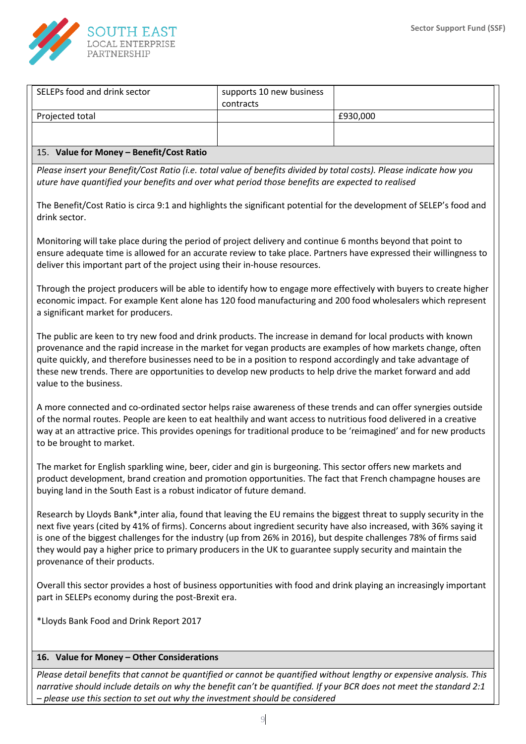| | | |
|---|---|---|
| SELEPs food and drink sector | supports 10 new business contracts | |
| Projected total | | £930,000 |
| | | |

## 15. Value for Money – Benefit/Cost Ratio

*Please insert your Benefit/Cost Ratio (i.e. total value of benefits divided by total costs). Please indicate how you uture have quantified your benefits and over what period those benefits are expected to realised*

The Benefit/Cost Ratio is circa 9:1 and highlights the significant potential for the development of SELEP's food and drink sector.

Monitoring will take place during the period of project delivery and continue 6 months beyond that point to ensure adequate time is allowed for an accurate review to take place. Partners have expressed their willingness to deliver this important part of the project using their in-house resources.

Through the project producers will be able to identify how to engage more effectively with buyers to create higher economic impact. For example Kent alone has 120 food manufacturing and 200 food wholesalers which represent a significant market for producers.

The public are keen to try new food and drink products. The increase in demand for local products with known provenance and the rapid increase in the market for vegan products are examples of how markets change, often quite quickly, and therefore businesses need to be in a position to respond accordingly and take advantage of these new trends. There are opportunities to develop new products to help drive the market forward and add value to the business.

A more connected and co-ordinated sector helps raise awareness of these trends and can offer synergies outside of the normal routes. People are keen to eat healthily and want access to nutritious food delivered in a creative way at an attractive price. This provides openings for traditional produce to be 'reimagined' and for new products to be brought to market.

The market for English sparkling wine, beer, cider and gin is burgeoning. This sector offers new markets and product development, brand creation and promotion opportunities. The fact that French champagne houses are buying land in the South East is a robust indicator of future demand.

Research by Lloyds Bank*,inter alia, found that leaving the EU remains the biggest threat to supply security in the next five years (cited by 41% of firms). Concerns about ingredient security have also increased, with 36% saying it is one of the biggest challenges for the industry (up from 26% in 2016), but despite challenges 78% of firms said they would pay a higher price to primary producers in the UK to guarantee supply security and maintain the provenance of their products.

Overall this sector provides a host of business opportunities with food and drink playing an increasingly important part in SELEPs economy during the post-Brexit era.

*Lloyds Bank Food and Drink Report 2017

## 16. Value for Money – Other Considerations

*Please detail benefits that cannot be quantified or cannot be quantified without lengthy or expensive analysis. This narrative should include details on why the benefit can't be quantified. If your BCR does not meet the standard 2:1 – please use this section to set out why the investment should be considered*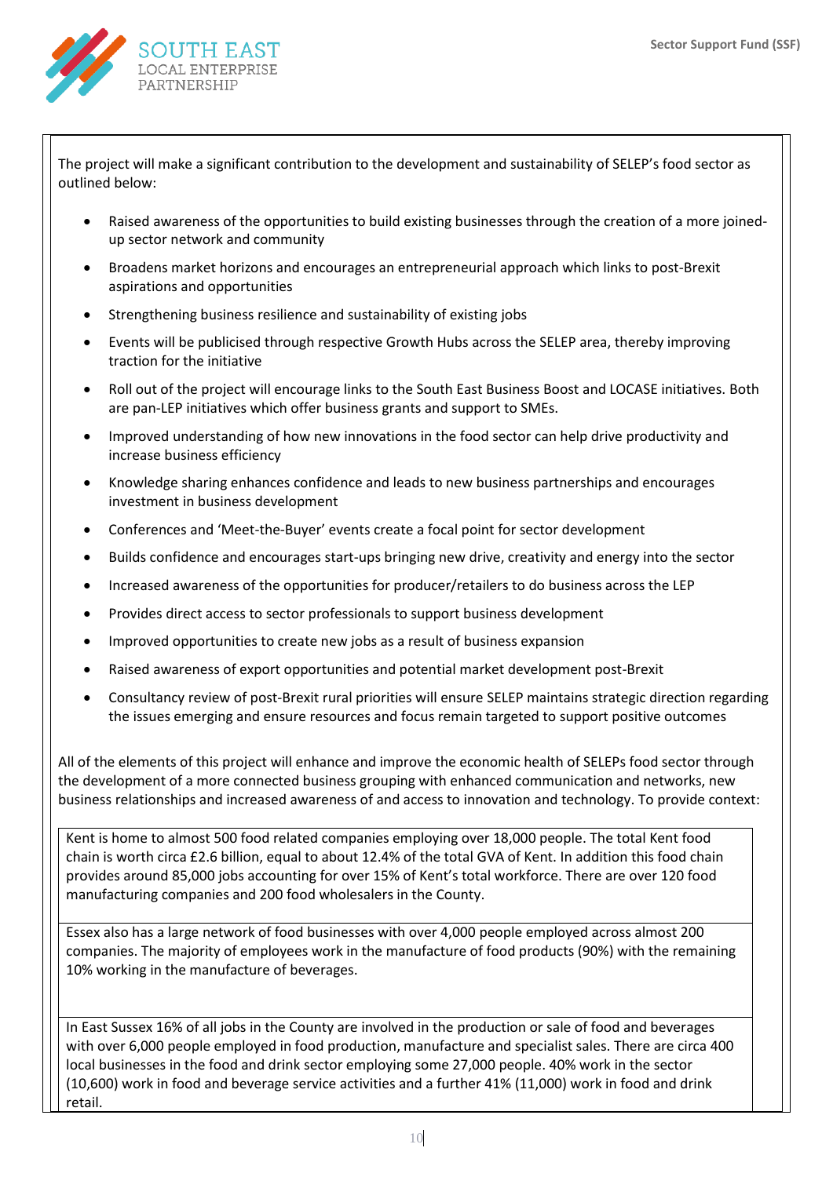The project will make a significant contribution to the development and sustainability of SELEP's food sector as outlined below:

- Raised awareness of the opportunities to build existing businesses through the creation of a more joined-up sector network and community
- Broadens market horizons and encourages an entrepreneurial approach which links to post-Brexit aspirations and opportunities
- Strengthening business resilience and sustainability of existing jobs
- Events will be publicised through respective Growth Hubs across the SELEP area, thereby improving traction for the initiative
- Roll out of the project will encourage links to the South East Business Boost and LOCASE initiatives. Both are pan-LEP initiatives which offer business grants and support to SMEs.
- Improved understanding of how new innovations in the food sector can help drive productivity and increase business efficiency
- Knowledge sharing enhances confidence and leads to new business partnerships and encourages investment in business development
- Conferences and 'Meet-the-Buyer' events create a focal point for sector development
- Builds confidence and encourages start-ups bringing new drive, creativity and energy into the sector
- Increased awareness of the opportunities for producer/retailers to do business across the LEP
- Provides direct access to sector professionals to support business development
- Improved opportunities to create new jobs as a result of business expansion
- Raised awareness of export opportunities and potential market development post-Brexit
- Consultancy review of post-Brexit rural priorities will ensure SELEP maintains strategic direction regarding the issues emerging and ensure resources and focus remain targeted to support positive outcomes

All of the elements of this project will enhance and improve the economic health of SELEPs food sector through the development of a more connected business grouping with enhanced communication and networks, new business relationships and increased awareness of and access to innovation and technology. To provide context:

Kent is home to almost 500 food related companies employing over 18,000 people. The total Kent food chain is worth circa £2.6 billion, equal to about 12.4% of the total GVA of Kent. In addition this food chain provides around 85,000 jobs accounting for over 15% of Kent's total workforce. There are over 120 food manufacturing companies and 200 food wholesalers in the County.

Essex also has a large network of food businesses with over 4,000 people employed across almost 200 companies. The majority of employees work in the manufacture of food products (90%) with the remaining 10% working in the manufacture of beverages.

In East Sussex 16% of all jobs in the County are involved in the production or sale of food and beverages with over 6,000 people employed in food production, manufacture and specialist sales. There are circa 400 local businesses in the food and drink sector employing some 27,000 people. 40% work in the sector (10,600) work in food and beverage service activities and a further 41% (11,000) work in food and drink retail.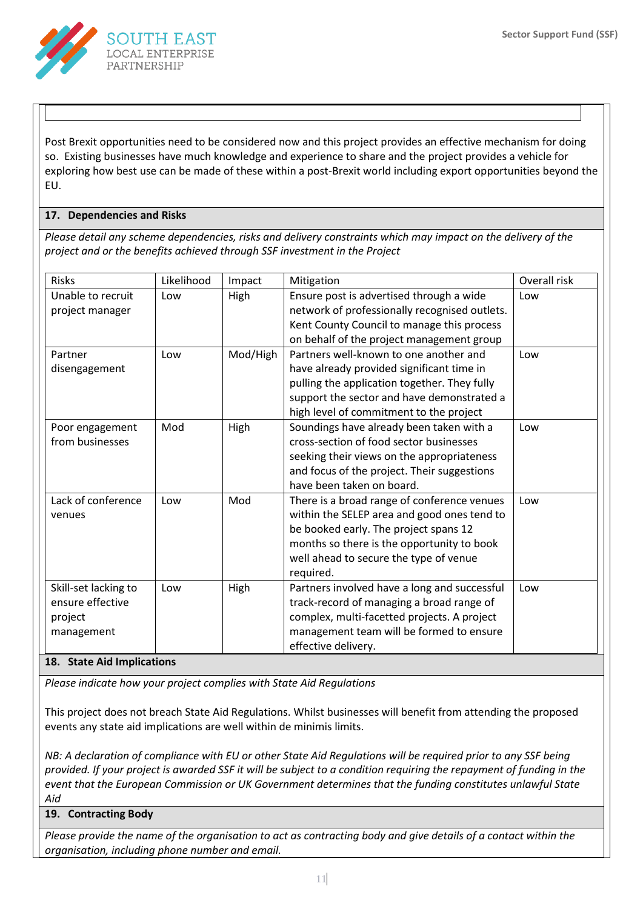Post Brexit opportunities need to be considered now and this project provides an effective mechanism for doing so. Existing businesses have much knowledge and experience to share and the project provides a vehicle for exploring how best use can be made of these within a post-Brexit world including export opportunities beyond the EU.

## 17. Dependencies and Risks

*Please detail any scheme dependencies, risks and delivery constraints which may impact on the delivery of the project and or the benefits achieved through SSF investment in the Project*

| Risks | Likelihood | Impact | Mitigation | Overall risk |
|---|---|---|---|---|
| Unable to recruit project manager | Low | High | Ensure post is advertised through a wide network of professionally recognised outlets. Kent County Council to manage this process on behalf of the project management group | Low |
| Partner disengagement | Low | Mod/High | Partners well-known to one another and have already provided significant time in pulling the application together. They fully support the sector and have demonstrated a high level of commitment to the project | Low |
| Poor engagement from businesses | Mod | High | Soundings have already been taken with a cross-section of food sector businesses seeking their views on the appropriateness and focus of the project. Their suggestions have been taken on board. | Low |
| Lack of conference venues | Low | Mod | There is a broad range of conference venues within the SELEP area and good ones tend to be booked early. The project spans 12 months so there is the opportunity to book well ahead to secure the type of venue required. | Low |
| Skill-set lacking to ensure effective project management | Low | High | Partners involved have a long and successful track-record of managing a broad range of complex, multi-facetted projects. A project management team will be formed to ensure effective delivery. | Low |

## 18. State Aid Implications

*Please indicate how your project complies with State Aid Regulations*

This project does not breach State Aid Regulations. Whilst businesses will benefit from attending the proposed events any state aid implications are well within de minimis limits.

*NB: A declaration of compliance with EU or other State Aid Regulations will be required prior to any SSF being provided. If your project is awarded SSF it will be subject to a condition requiring the repayment of funding in the event that the European Commission or UK Government determines that the funding constitutes unlawful State Aid*

## 19. Contracting Body

*Please provide the name of the organisation to act as contracting body and give details of a contact within the organisation, including phone number and email.*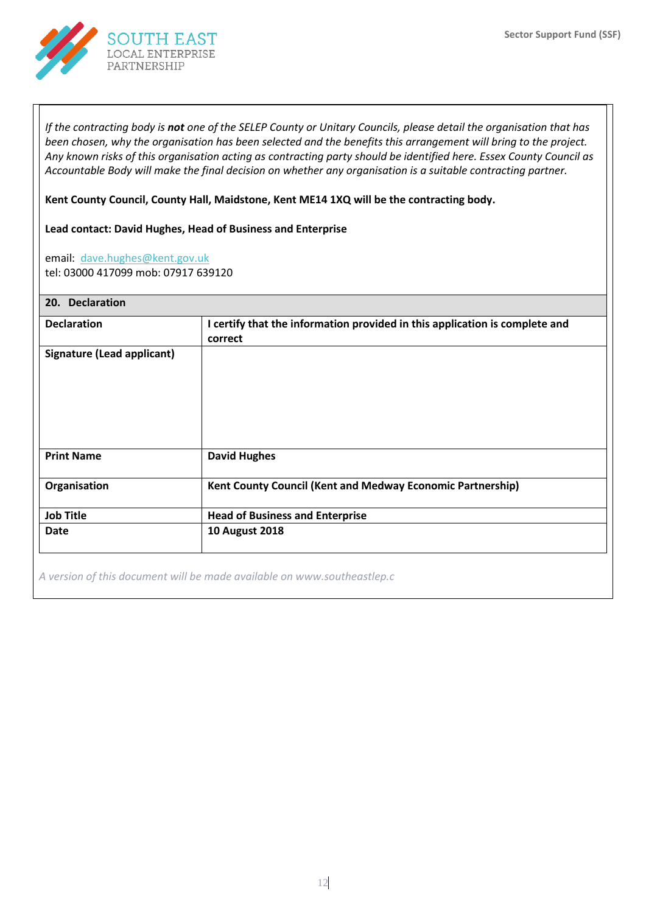*If the contracting body is **not** one of the SELEP County or Unitary Councils, please detail the organisation that has been chosen, why the organisation has been selected and the benefits this arrangement will bring to the project. Any known risks of this organisation acting as contracting party should be identified here. Essex County Council as Accountable Body will make the final decision on whether any organisation is a suitable contracting partner.*

**Kent County Council, County Hall, Maidstone, Kent ME14 1XQ will be the contracting body.**

**Lead contact: David Hughes, Head of Business and Enterprise**

email: dave.hughes@kent.gov.uk
tel: 03000 417099 mob: 07917 639120

## 20. Declaration

| | |
|---|---|
| **Declaration** | **I certify that the information provided in this application is complete and correct** |
| **Signature (Lead applicant)** | |
| **Print Name** | **David Hughes** |
| **Organisation** | **Kent County Council (Kent and Medway Economic Partnership)** |
| **Job Title** | **Head of Business and Enterprise** |
| **Date** | **10 August 2018** |

*A version of this document will be made available on www.southeastlep.c*